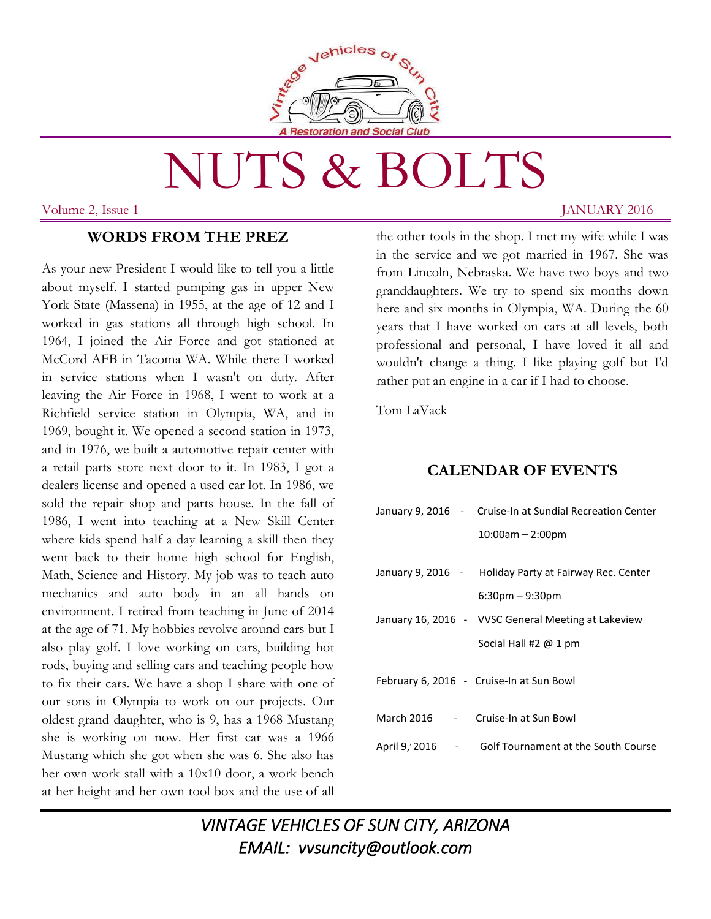Vintage Vehicles of Sun City

*A Restoration and Social Club*

# NUTS & BOLTS

Volume 2, Issue 1 JANUARY 2016

## WORDS FROM THE PREZ

As your new President I would like to tell you a little about myself. I started pumping gas in upper New York State (Massena) in 1955, at the age of 12 and I worked in gas stations all through high school. In 1964, I joined the Air Force and got stationed at McCord AFB in Tacoma WA. While there I worked in service stations when I wasn't on duty. After leaving the Air Force in 1968, I went to work at a Richfield service station in Olympia, WA, and in 1969, bought it. We opened a second station in 1973, and in 1976, we built a automotive repair center with a retail parts store next door to it. In 1983, I got a dealers license and opened a used car lot. In 1986, we sold the repair shop and parts house. In the fall of 1986, I went into teaching at a New Skill Center where kids spend half a day learning a skill then they went back to their home high school for English, Math, Science and History. My job was to teach auto mechanics and auto body in an all hands on environment. I retired from teaching in June of 2014 at the age of 71. My hobbies revolve around cars but I also play golf. I love working on cars, building hot rods, buying and selling cars and teaching people how to fix their cars. We have a shop I share with one of our sons in Olympia to work on our projects. Our oldest grand daughter, who is 9, has a 1968 Mustang she is working on now. Her first car was a 1966 Mustang which she got when she was 6. She also has her own work stall with a 10x10 door, a work bench at her height and her own tool box and the use of all the other tools in the shop. I met my wife while I was in the service and we got married in 1967. She was from Lincoln, Nebraska. We have two boys and two granddaughters. We try to spend six months down here and six months in Olympia, WA. During the 60 years that I have worked on cars at all levels, both professional and personal, I have loved it all and wouldn't change a thing. I like playing golf but I'd rather put an engine in a car if I had to choose.

Tom LaVack

## CALENDAR OF EVENTS

January 9, 2016 - Cruise-In at Sundial Recreation Center 10:00am – 2:00pm

January 9, 2016 - Holiday Party at Fairway Rec. Center 6:30pm – 9:30pm

January 16, 2016 - VVSC General Meeting at Lakeview Social Hall #2 @ 1 pm

February 6, 2016 - Cruise-In at Sun Bowl

March 2016 - Cruise-In at Sun Bowl

April 9, 2016 - Golf Tournament at the South Course

*VINTAGE VEHICLES OF SUN CITY, ARIZONA*
*EMAIL: vvsuncity@outlook.com*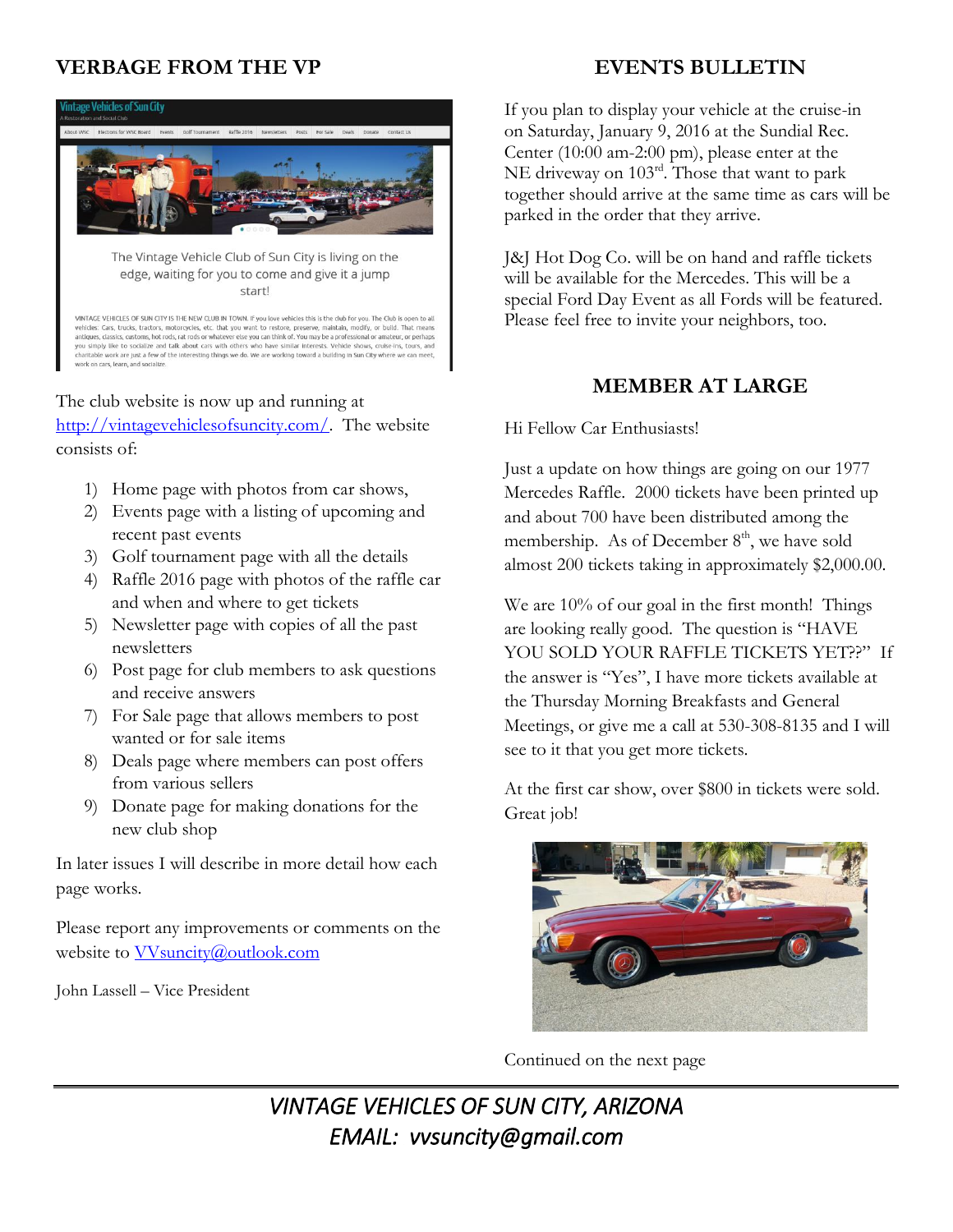## VERBAGE FROM THE VP

The club website is now up and running at http://vintagevehiclesofsuncity.com/. The website consists of:

1) Home page with photos from car shows,
2) Events page with a listing of upcoming and recent past events
3) Golf tournament page with all the details
4) Raffle 2016 page with photos of the raffle car and when and where to get tickets
5) Newsletter page with copies of all the past newsletters
6) Post page for club members to ask questions and receive answers
7) For Sale page that allows members to post wanted or for sale items
8) Deals page where members can post offers from various sellers
9) Donate page for making donations for the new club shop

In later issues I will describe in more detail how each page works.

Please report any improvements or comments on the website to VVsuncity@outlook.com

John Lassell – Vice President

## EVENTS BULLETIN

If you plan to display your vehicle at the cruise-in on Saturday, January 9, 2016 at the Sundial Rec. Center (10:00 am-2:00 pm), please enter at the NE driveway on 103rd. Those that want to park together should arrive at the same time as cars will be parked in the order that they arrive.

J&J Hot Dog Co. will be on hand and raffle tickets will be available for the Mercedes. This will be a special Ford Day Event as all Fords will be featured. Please feel free to invite your neighbors, too.

## MEMBER AT LARGE

Hi Fellow Car Enthusiasts!

Just a update on how things are going on our 1977 Mercedes Raffle. 2000 tickets have been printed up and about 700 have been distributed among the membership. As of December 8th, we have sold almost 200 tickets taking in approximately $2,000.00.

We are 10% of our goal in the first month! Things are looking really good. The question is "HAVE YOU SOLD YOUR RAFFLE TICKETS YET??" If the answer is "Yes", I have more tickets available at the Thursday Morning Breakfasts and General Meetings, or give me a call at 530-308-8135 and I will see to it that you get more tickets.

At the first car show, over $800 in tickets were sold. Great job!

Continued on the next page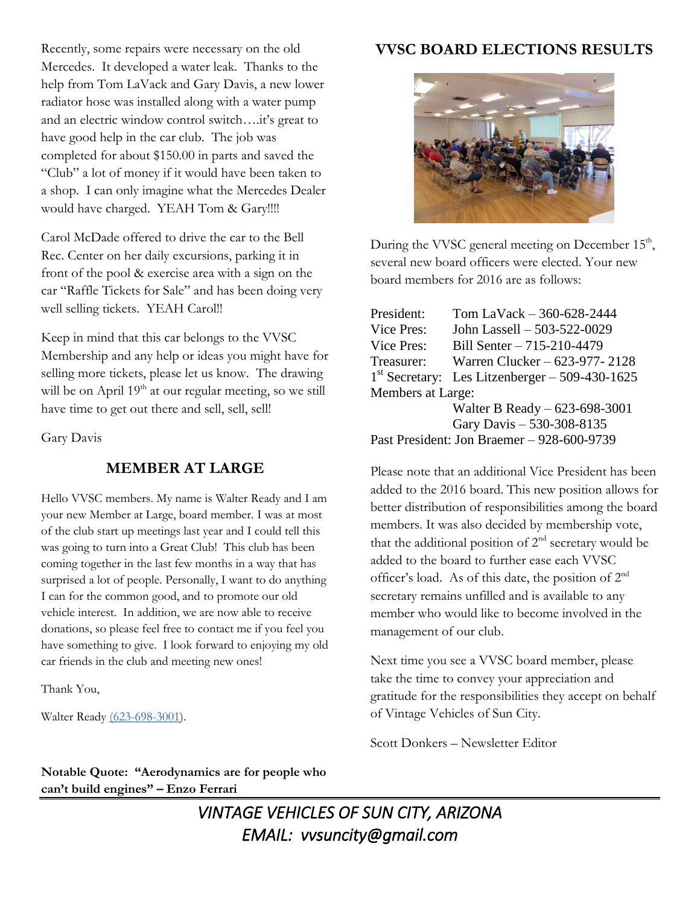Recently, some repairs were necessary on the old Mercedes. It developed a water leak. Thanks to the help from Tom LaVack and Gary Davis, a new lower radiator hose was installed along with a water pump and an electric window control switch….it's great to have good help in the car club. The job was completed for about $150.00 in parts and saved the "Club" a lot of money if it would have been taken to a shop. I can only imagine what the Mercedes Dealer would have charged. YEAH Tom & Gary!!!!

Carol McDade offered to drive the car to the Bell Rec. Center on her daily excursions, parking it in front of the pool & exercise area with a sign on the car "Raffle Tickets for Sale" and has been doing very well selling tickets. YEAH Carol!!

Keep in mind that this car belongs to the VVSC Membership and any help or ideas you might have for selling more tickets, please let us know. The drawing will be on April 19th at our regular meeting, so we still have time to get out there and sell, sell, sell!

Gary Davis

## MEMBER AT LARGE

Hello VVSC members. My name is Walter Ready and I am your new Member at Large, board member. I was at most of the club start up meetings last year and I could tell this was going to turn into a Great Club! This club has been coming together in the last few months in a way that has surprised a lot of people. Personally, I want to do anything I can for the common good, and to promote our old vehicle interest. In addition, we are now able to receive donations, so please feel free to contact me if you feel you have something to give. I look forward to enjoying my old car friends in the club and meeting new ones!

Thank You,

Walter Ready (623-698-3001).

**Notable Quote: "Aerodynamics are for people who can't build engines" – Enzo Ferrari**

## VVSC BOARD ELECTIONS RESULTS

During the VVSC general meeting on December 15th, several new board officers were elected. Your new board members for 2016 are as follows:

President: Tom LaVack – 360-628-2444
Vice Pres: John Lassell – 503-522-0029
Vice Pres: Bill Senter – 715-210-4479
Treasurer: Warren Clucker – 623-977- 2128
1st Secretary: Les Litzenberger – 509-430-1625
Members at Large:
Walter B Ready – 623-698-3001
Gary Davis – 530-308-8135
Past President: Jon Braemer – 928-600-9739

Please note that an additional Vice President has been added to the 2016 board. This new position allows for better distribution of responsibilities among the board members. It was also decided by membership vote, that the additional position of 2nd secretary would be added to the board to further ease each VVSC officer's load. As of this date, the position of 2nd secretary remains unfilled and is available to any member who would like to become involved in the management of our club.

Next time you see a VVSC board member, please take the time to convey your appreciation and gratitude for the responsibilities they accept on behalf of Vintage Vehicles of Sun City.

Scott Donkers – Newsletter Editor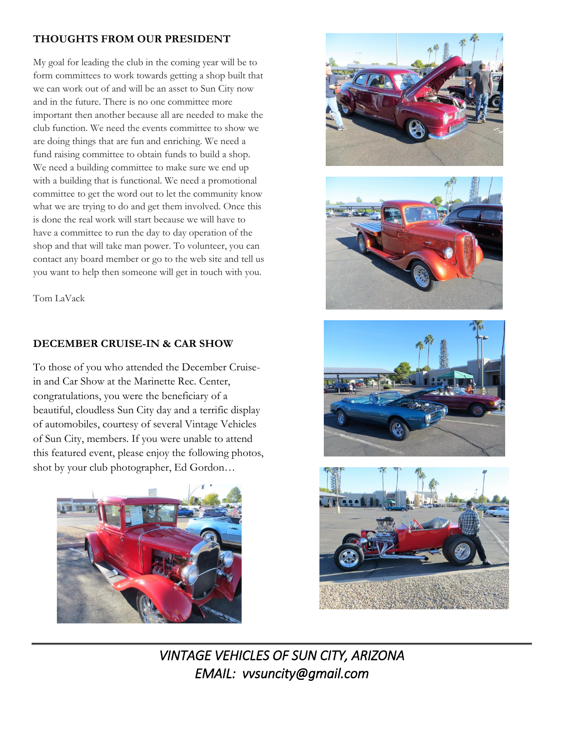## THOUGHTS FROM OUR PRESIDENT

My goal for leading the club in the coming year will be to form committees to work towards getting a shop built that we can work out of and will be an asset to Sun City now and in the future. There is no one committee more important then another because all are needed to make the club function. We need the events committee to show we are doing things that are fun and enriching. We need a fund raising committee to obtain funds to build a shop. We need a building committee to make sure we end up with a building that is functional. We need a promotional committee to get the word out to let the community know what we are trying to do and get them involved. Once this is done the real work will start because we will have to have a committee to run the day to day operation of the shop and that will take man power. To volunteer, you can contact any board member or go to the web site and tell us you want to help then someone will get in touch with you.

Tom LaVack

## DECEMBER CRUISE-IN & CAR SHOW

To those of you who attended the December Cruise-in and Car Show at the Marinette Rec. Center, congratulations, you were the beneficiary of a beautiful, cloudless Sun City day and a terrific display of automobiles, courtesy of several Vintage Vehicles of Sun City, members. If you were unable to attend this featured event, please enjoy the following photos, shot by your club photographer, Ed Gordon…

*VINTAGE VEHICLES OF SUN CITY, ARIZONA*
*EMAIL: vvsuncity@gmail.com*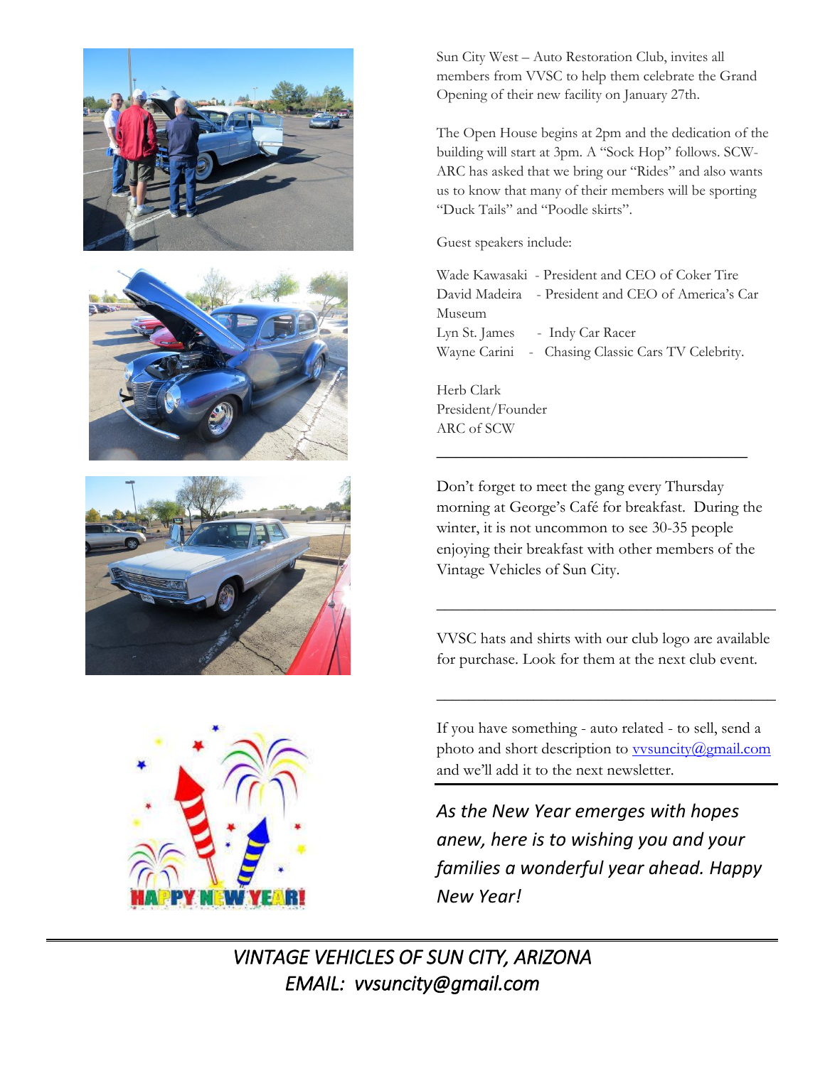Sun City West – Auto Restoration Club, invites all members from VVSC to help them celebrate the Grand Opening of their new facility on January 27th.

The Open House begins at 2pm and the dedication of the building will start at 3pm. A "Sock Hop" follows. SCW-ARC has asked that we bring our "Rides" and also wants us to know that many of their members will be sporting "Duck Tails" and "Poodle skirts".

Guest speakers include:

Wade Kawasaki - President and CEO of Coker Tire
David Madeira - President and CEO of America's Car Museum
Lyn St. James - Indy Car Racer
Wayne Carini - Chasing Classic Cars TV Celebrity.

Herb Clark
President/Founder
ARC of SCW

---

Don't forget to meet the gang every Thursday morning at George's Café for breakfast. During the winter, it is not uncommon to see 30-35 people enjoying their breakfast with other members of the Vintage Vehicles of Sun City.

---

VVSC hats and shirts with our club logo are available for purchase. Look for them at the next club event.

---

If you have something - auto related - to sell, send a photo and short description to vvsuncity@gmail.com and we'll add it to the next newsletter.

---

*As the New Year emerges with hopes anew, here is to wishing you and your families a wonderful year ahead. Happy New Year!*

---

*VINTAGE VEHICLES OF SUN CITY, ARIZONA*
*EMAIL: vvsuncity@gmail.com*